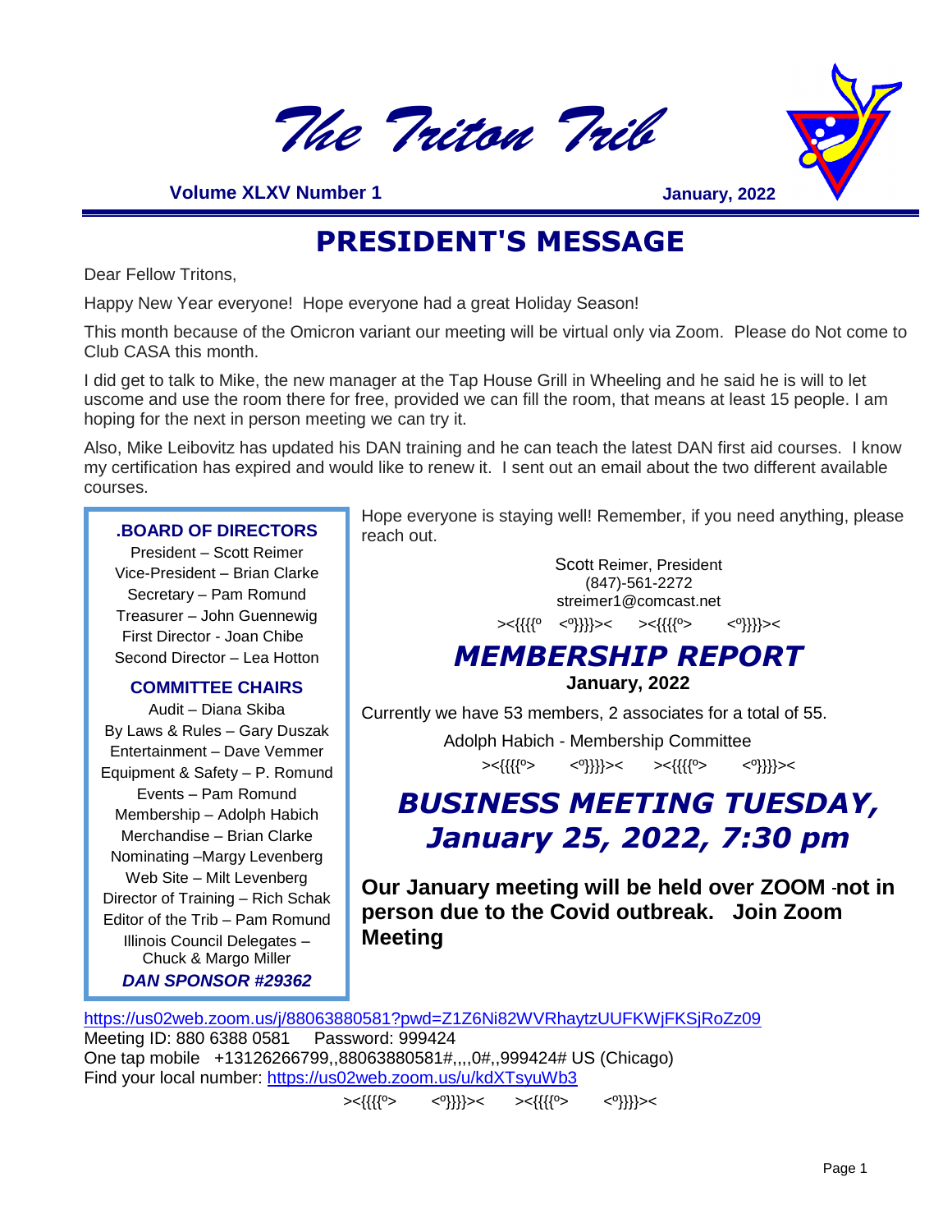# *The Triton Trib*

**Volume XLXV Number 1** **January, 2022**

## PRESIDENT'S MESSAGE

Dear Fellow Tritons,

Happy New Year everyone! Hope everyone had a great Holiday Season!

This month because of the Omicron variant our meeting will be virtual only via Zoom. Please do Not come to Club CASA this month.

I did get to talk to Mike, the new manager at the Tap House Grill in Wheeling and he said he is will to let uscome and use the room there for free, provided we can fill the room, that means at least 15 people. I am hoping for the next in person meeting we can try it.

Also, Mike Leibovitz has updated his DAN training and he can teach the latest DAN first aid courses. I know my certification has expired and would like to renew it. I sent out an email about the two different available courses.

Hope everyone is staying well! Remember, if you need anything, please reach out.

Scott Reimer, President
(847)-561-2272
streimer1@comcast.net

><{{{{º <º}}}}>< ><{{{{º> <º}}}}><

### .BOARD OF DIRECTORS

President – Scott Reimer
Vice-President – Brian Clarke
Secretary – Pam Romund
Treasurer – John Guennewig
First Director - Joan Chibe
Second Director – Lea Hotton

### COMMITTEE CHAIRS

Audit – Diana Skiba
By Laws & Rules – Gary Duszak
Entertainment – Dave Vemmer
Equipment & Safety – P. Romund
Events – Pam Romund
Membership – Adolph Habich
Merchandise – Brian Clarke
Nominating –Margy Levenberg
Web Site – Milt Levenberg
Director of Training – Rich Schak
Editor of the Trib – Pam Romund
Illinois Council Delegates – Chuck & Margo Miller

***DAN SPONSOR #29362***

## *MEMBERSHIP REPORT*

**January, 2022**

Currently we have 53 members, 2 associates for a total of 55.

Adolph Habich - Membership Committee

><{{{{º> <º}}}}>< ><{{{{º> <º}}}}><

## *BUSINESS MEETING TUESDAY, January 25, 2022, 7:30 pm*

**Our January meeting will be held over ZOOM -not in person due to the Covid outbreak. Join Zoom Meeting**

https://us02web.zoom.us/j/88063880581?pwd=Z1Z6Ni82WVRhaytzUUFKWjFKSjRoZz09
Meeting ID: 880 6388 0581 Password: 999424
One tap mobile +13126266799,,88063880581#,,,,0#,,999424# US (Chicago)
Find your local number: https://us02web.zoom.us/u/kdXTsyuWb3

><{{{{º> <º}}}}>< ><{{{{º> <º}}}}><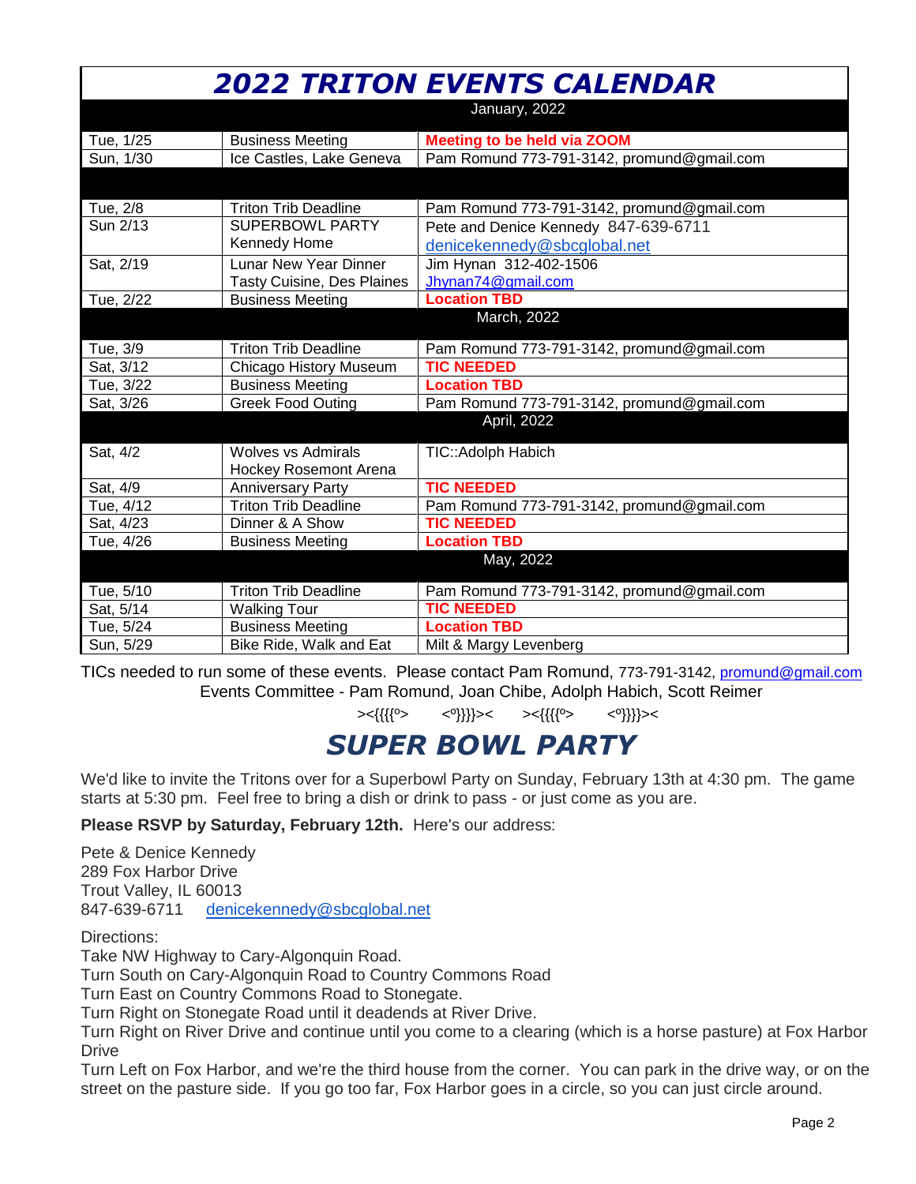# *2022 TRITON EVENTS CALENDAR*

| | | |
|---|---|---|
| | **January, 2022** | |
| Tue, 1/25 | Business Meeting | **Meeting to be held via ZOOM** |
| Sun, 1/30 | Ice Castles, Lake Geneva | Pam Romund 773-791-3142, promund@gmail.com |
| | | |
| Tue, 2/8 | Triton Trib Deadline | Pam Romund 773-791-3142, promund@gmail.com |
| Sun 2/13 | SUPERBOWL PARTY Kennedy Home | Pete and Denice Kennedy 847-639-6711 denicekennedy@sbcglobal.net |
| Sat, 2/19 | Lunar New Year Dinner Tasty Cuisine, Des Plaines | Jim Hynan 312-402-1506 Jhynan74@gmail.com |
| Tue, 2/22 | Business Meeting | **Location TBD** |
| | **March, 2022** | |
| Tue, 3/9 | Triton Trib Deadline | Pam Romund 773-791-3142, promund@gmail.com |
| Sat, 3/12 | Chicago History Museum | **TIC NEEDED** |
| Tue, 3/22 | Business Meeting | **Location TBD** |
| Sat, 3/26 | Greek Food Outing | Pam Romund 773-791-3142, promund@gmail.com |
| | **April, 2022** | |
| Sat, 4/2 | Wolves vs Admirals Hockey Rosemont Arena | TIC::Adolph Habich |
| Sat, 4/9 | Anniversary Party | **TIC NEEDED** |
| Tue, 4/12 | Triton Trib Deadline | Pam Romund 773-791-3142, promund@gmail.com |
| Sat, 4/23 | Dinner & A Show | **TIC NEEDED** |
| Tue, 4/26 | Business Meeting | **Location TBD** |
| | **May, 2022** | |
| Tue, 5/10 | Triton Trib Deadline | Pam Romund 773-791-3142, promund@gmail.com |
| Sat, 5/14 | Walking Tour | **TIC NEEDED** |
| Tue, 5/24 | Business Meeting | **Location TBD** |
| Sun, 5/29 | Bike Ride, Walk and Eat | Milt & Margy Levenberg |

TICs needed to run some of these events. Please contact Pam Romund, 773-791-3142, promund@gmail.com
Events Committee - Pam Romund, Joan Chibe, Adolph Habich, Scott Reimer

><{{{{º>  <º}}}}><  ><{{{{º>  <º}}}}><

## *SUPER BOWL PARTY*

We'd like to invite the Tritons over for a Superbowl Party on Sunday, February 13th at 4:30 pm. The game starts at 5:30 pm. Feel free to bring a dish or drink to pass - or just come as you are.

**Please RSVP by Saturday, February 12th.** Here's our address:

Pete & Denice Kennedy
289 Fox Harbor Drive
Trout Valley, IL 60013
847-639-6711  denicekennedy@sbcglobal.net

Directions:
Take NW Highway to Cary-Algonquin Road.
Turn South on Cary-Algonquin Road to Country Commons Road
Turn East on Country Commons Road to Stonegate.
Turn Right on Stonegate Road until it deadends at River Drive.
Turn Right on River Drive and continue until you come to a clearing (which is a horse pasture) at Fox Harbor Drive
Turn Left on Fox Harbor, and we're the third house from the corner. You can park in the drive way, or on the street on the pasture side. If you go too far, Fox Harbor goes in a circle, so you can just circle around.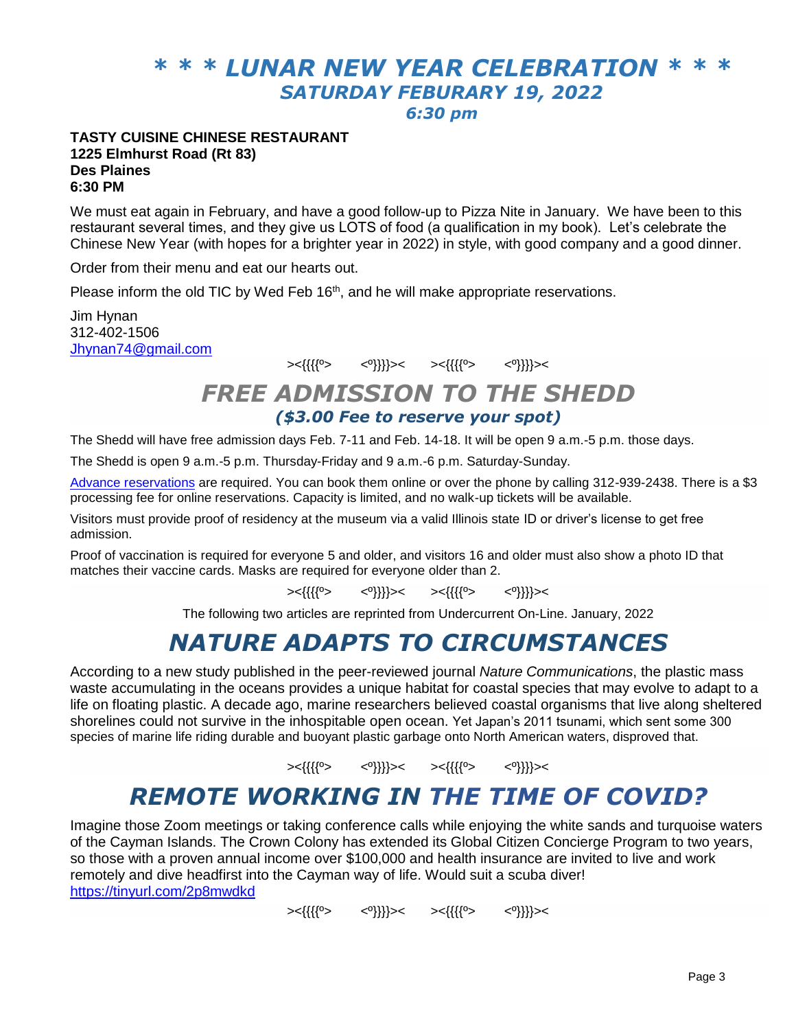# *\* \* \* LUNAR NEW YEAR CELEBRATION \* \* \**

## *SATURDAY FEBURARY 19, 2022*

*6:30 pm*

**TASTY CUISINE CHINESE RESTAURANT**
**1225 Elmhurst Road (Rt 83)**
**Des Plaines**
**6:30 PM**

We must eat again in February, and have a good follow-up to Pizza Nite in January. We have been to this restaurant several times, and they give us LOTS of food (a qualification in my book). Let's celebrate the Chinese New Year (with hopes for a brighter year in 2022) in style, with good company and a good dinner.

Order from their menu and eat our hearts out.

Please inform the old TIC by Wed Feb 16th, and he will make appropriate reservations.

Jim Hynan
312-402-1506
Jhynan74@gmail.com

><{{{{º>      <º}}}}><      ><{{{{º>      <º}}}}><

# *FREE ADMISSION TO THE SHEDD*

### *($3.00 Fee to reserve your spot)*

The Shedd will have free admission days Feb. 7-11 and Feb. 14-18. It will be open 9 a.m.-5 p.m. those days.

The Shedd is open 9 a.m.-5 p.m. Thursday-Friday and 9 a.m.-6 p.m. Saturday-Sunday.

Advance reservations are required. You can book them online or over the phone by calling 312-939-2438. There is a $3 processing fee for online reservations. Capacity is limited, and no walk-up tickets will be available.

Visitors must provide proof of residency at the museum via a valid Illinois state ID or driver's license to get free admission.

Proof of vaccination is required for everyone 5 and older, and visitors 16 and older must also show a photo ID that matches their vaccine cards. Masks are required for everyone older than 2.

><{{{{º>      <º}}}}><      ><{{{{º>      <º}}}}><

The following two articles are reprinted from Undercurrent On-Line. January, 2022

# *NATURE ADAPTS TO CIRCUMSTANCES*

According to a new study published in the peer-reviewed journal *Nature Communications*, the plastic mass waste accumulating in the oceans provides a unique habitat for coastal species that may evolve to adapt to a life on floating plastic. A decade ago, marine researchers believed coastal organisms that live along sheltered shorelines could not survive in the inhospitable open ocean. Yet Japan's 2011 tsunami, which sent some 300 species of marine life riding durable and buoyant plastic garbage onto North American waters, disproved that.

><{{{{º>      <º}}}}><      ><{{{{º>      <º}}}}><

# *REMOTE WORKING IN THE TIME OF COVID?*

Imagine those Zoom meetings or taking conference calls while enjoying the white sands and turquoise waters of the Cayman Islands. The Crown Colony has extended its Global Citizen Concierge Program to two years, so those with a proven annual income over $100,000 and health insurance are invited to live and work remotely and dive headfirst into the Cayman way of life. Would suit a scuba diver!
https://tinyurl.com/2p8mwdkd

><{{{{º>      <º}}}}><      ><{{{{º>      <º}}}}><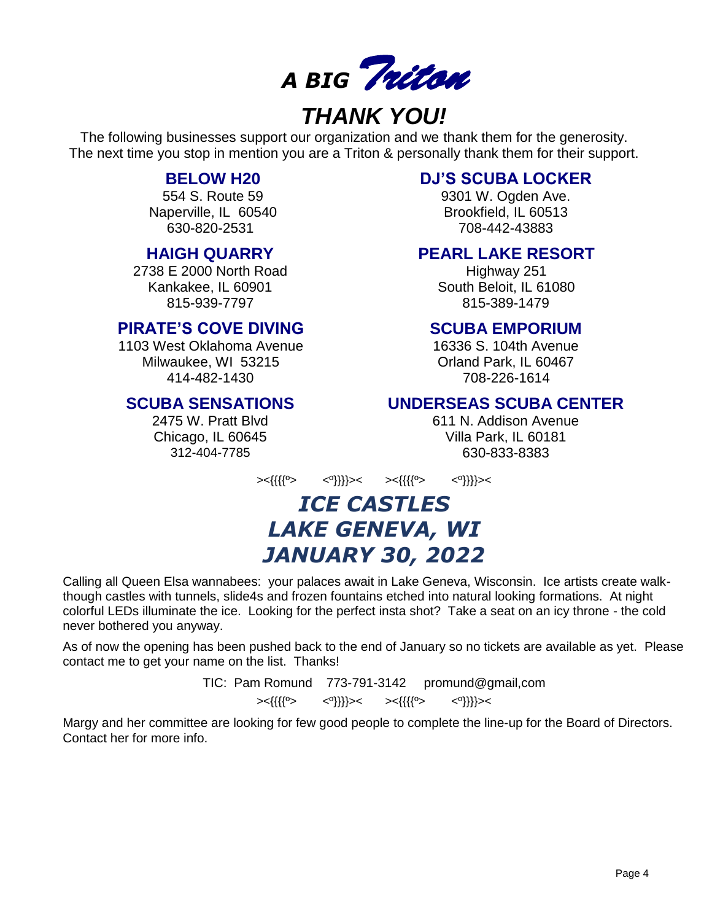# *A BIG Triton THANK YOU!*

The following businesses support our organization and we thank them for the generosity.
The next time you stop in mention you are a Triton & personally thank them for their support.

### BELOW H20
554 S. Route 59
Naperville, IL 60540
630-820-2531

### DJ'S SCUBA LOCKER
9301 W. Ogden Ave.
Brookfield, IL 60513
708-442-43883

### HAIGH QUARRY
2738 E 2000 North Road
Kankakee, IL 60901
815-939-7797

### PEARL LAKE RESORT
Highway 251
South Beloit, IL 61080
815-389-1479

### PIRATE'S COVE DIVING
1103 West Oklahoma Avenue
Milwaukee, WI 53215
414-482-1430

### SCUBA EMPORIUM
16336 S. 104th Avenue
Orland Park, IL 60467
708-226-1614

### SCUBA SENSATIONS
2475 W. Pratt Blvd
Chicago, IL 60645
312-404-7785

### UNDERSEAS SCUBA CENTER
611 N. Addison Avenue
Villa Park, IL 60181
630-833-8383

><{{{{º>     <º}}}}><     ><{{{{º>     <º}}}}><

# *ICE CASTLES*
# *LAKE GENEVA, WI*
# *JANUARY 30, 2022*

Calling all Queen Elsa wannabees: your palaces await in Lake Geneva, Wisconsin. Ice artists create walk-though castles with tunnels, slide4s and frozen fountains etched into natural looking formations. At night colorful LEDs illuminate the ice. Looking for the perfect insta shot? Take a seat on an icy throne - the cold never bothered you anyway.

As of now the opening has been pushed back to the end of January so no tickets are available as yet. Please contact me to get your name on the list. Thanks!

TIC: Pam Romund 773-791-3142 promund@gmail,com

><{{{{º>     <º}}}}><     ><{{{{º>     <º}}}}><

Margy and her committee are looking for few good people to complete the line-up for the Board of Directors. Contact her for more info.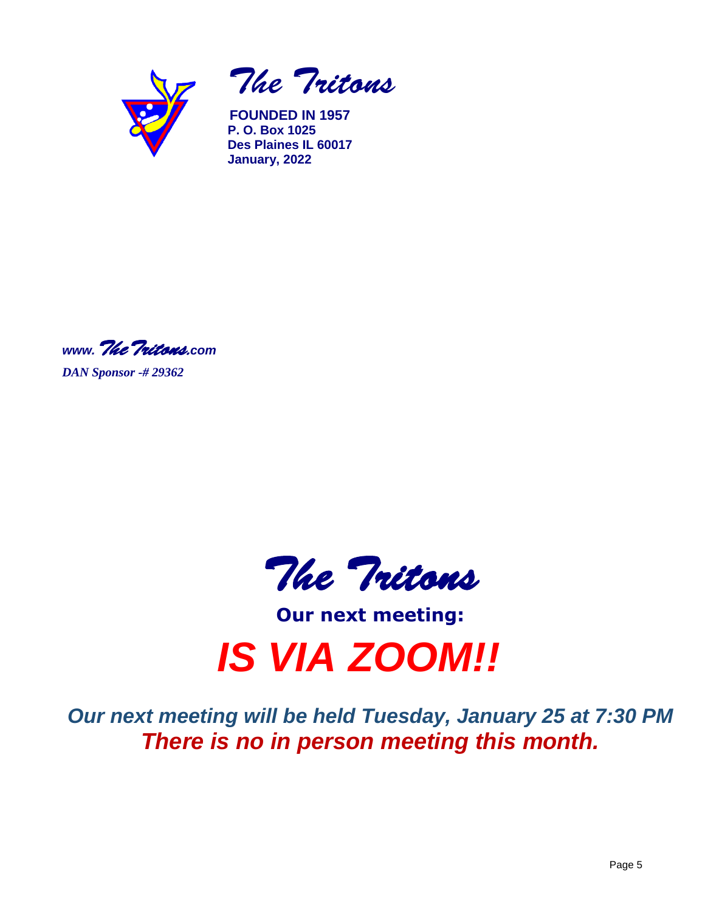# *The Tritons*

**FOUNDED IN 1957**
**P. O. Box 1025**
**Des Plaines IL 60017**
**January, 2022**

***www. The Tritons.com***

***DAN Sponsor -# 29362***

# *The Tritons*

**Our next meeting:**

# ***IS VIA ZOOM!!***

***Our next meeting will be held Tuesday, January 25 at 7:30 PM***
***There is no in person meeting this month.***